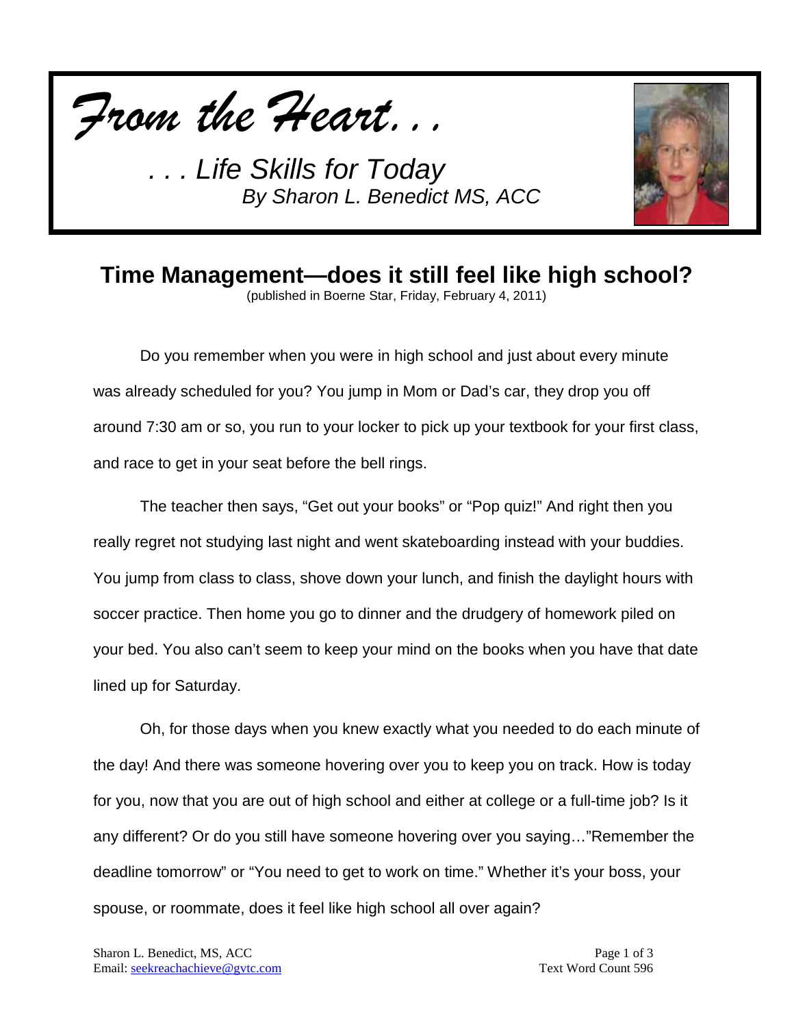*From the Heart. . .*

*. . . Life Skills for Today*
*By Sharon L. Benedict MS, ACC*

# Time Management—does it still feel like high school?

(published in Boerne Star, Friday, February 4, 2011)

Do you remember when you were in high school and just about every minute was already scheduled for you? You jump in Mom or Dad's car, they drop you off around 7:30 am or so, you run to your locker to pick up your textbook for your first class, and race to get in your seat before the bell rings.

The teacher then says, "Get out your books" or "Pop quiz!" And right then you really regret not studying last night and went skateboarding instead with your buddies. You jump from class to class, shove down your lunch, and finish the daylight hours with soccer practice. Then home you go to dinner and the drudgery of homework piled on your bed. You also can't seem to keep your mind on the books when you have that date lined up for Saturday.

Oh, for those days when you knew exactly what you needed to do each minute of the day! And there was someone hovering over you to keep you on track. How is today for you, now that you are out of high school and either at college or a full-time job? Is it any different? Or do you still have someone hovering over you saying…"Remember the deadline tomorrow" or "You need to get to work on time." Whether it's your boss, your spouse, or roommate, does it feel like high school all over again?

Sharon L. Benedict, MS, ACC
Email: seekreachachieve@gvtc.com

Text Word Count 596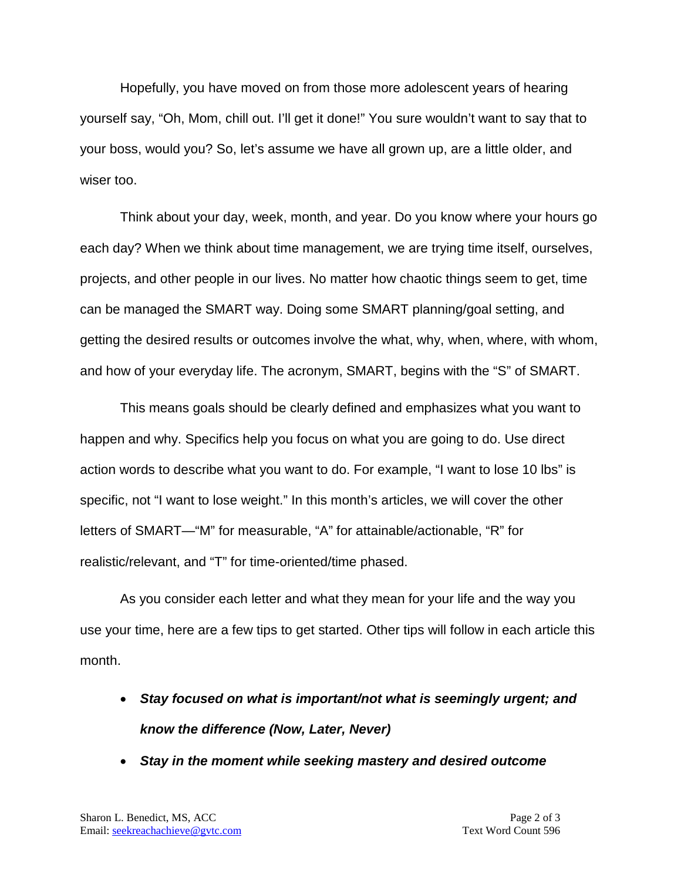Hopefully, you have moved on from those more adolescent years of hearing yourself say, “Oh, Mom, chill out. I’ll get it done!” You sure wouldn’t want to say that to your boss, would you? So, let’s assume we have all grown up, are a little older, and wiser too.

Think about your day, week, month, and year. Do you know where your hours go each day? When we think about time management, we are trying time itself, ourselves, projects, and other people in our lives. No matter how chaotic things seem to get, time can be managed the SMART way. Doing some SMART planning/goal setting, and getting the desired results or outcomes involve the what, why, when, where, with whom, and how of your everyday life. The acronym, SMART, begins with the “S” of SMART.

This means goals should be clearly defined and emphasizes what you want to happen and why. Specifics help you focus on what you are going to do. Use direct action words to describe what you want to do. For example, “I want to lose 10 lbs” is specific, not “I want to lose weight.” In this month’s articles, we will cover the other letters of SMART—“M” for measurable, “A” for attainable/actionable, “R” for realistic/relevant, and “T” for time-oriented/time phased.

As you consider each letter and what they mean for your life and the way you use your time, here are a few tips to get started. Other tips will follow in each article this month.

- ***Stay focused on what is important/not what is seemingly urgent; and know the difference (Now, Later, Never)***
- ***Stay in the moment while seeking mastery and desired outcome***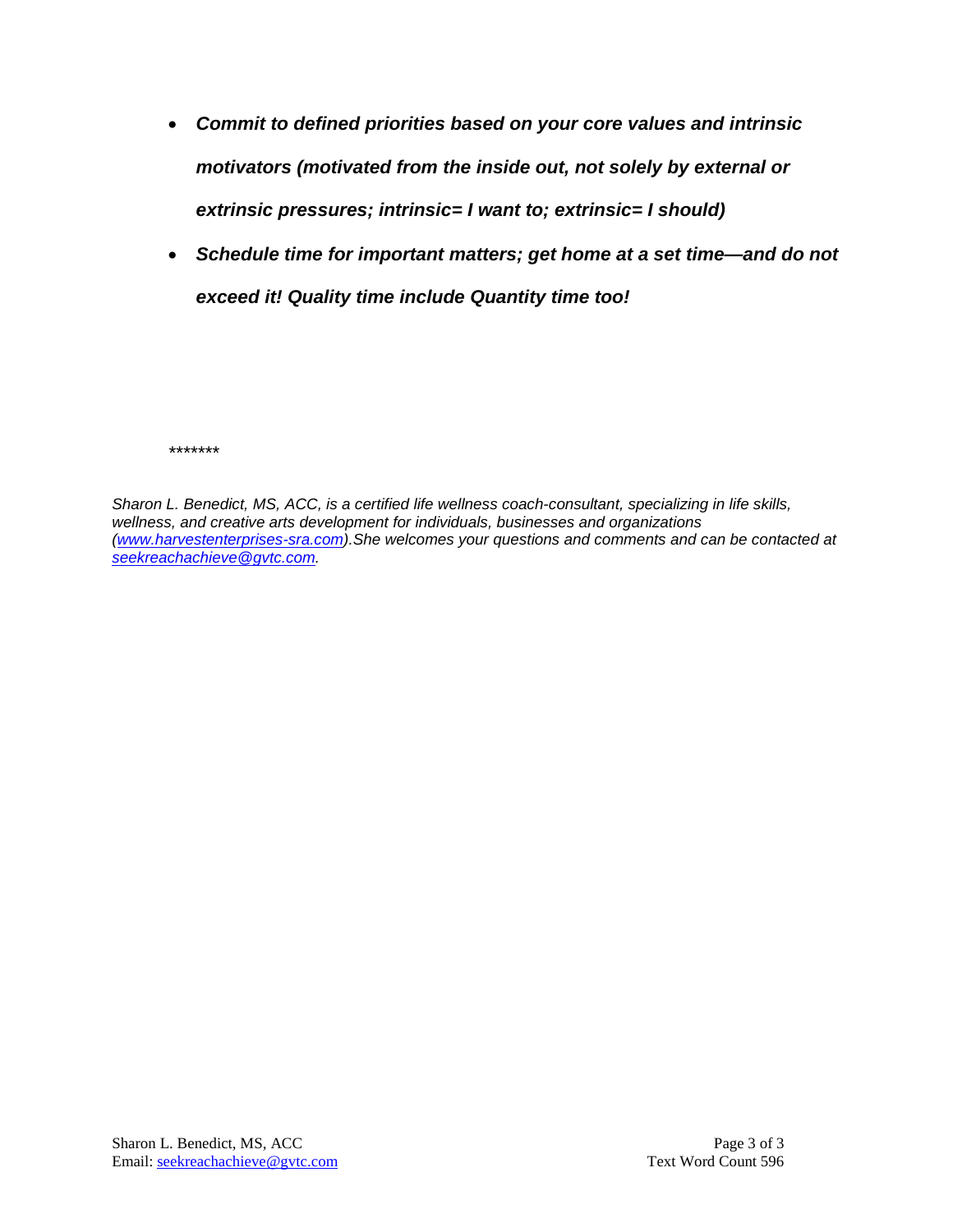- ***Commit to defined priorities based on your core values and intrinsic motivators (motivated from the inside out, not solely by external or extrinsic pressures; intrinsic= I want to; extrinsic= I should)***
- ***Schedule time for important matters; get home at a set time—and do not exceed it! Quality time include Quantity time too!***

*******

*Sharon L. Benedict, MS, ACC, is a certified life wellness coach-consultant, specializing in life skills, wellness, and creative arts development for individuals, businesses and organizations ([www.harvestenterprises-sra.com](http://www.harvestenterprises-sra.com)).She welcomes your questions and comments and can be contacted at [seekreachachieve@gvtc.com](mailto:seekreachachieve@gvtc.com).*

Text Word Count 596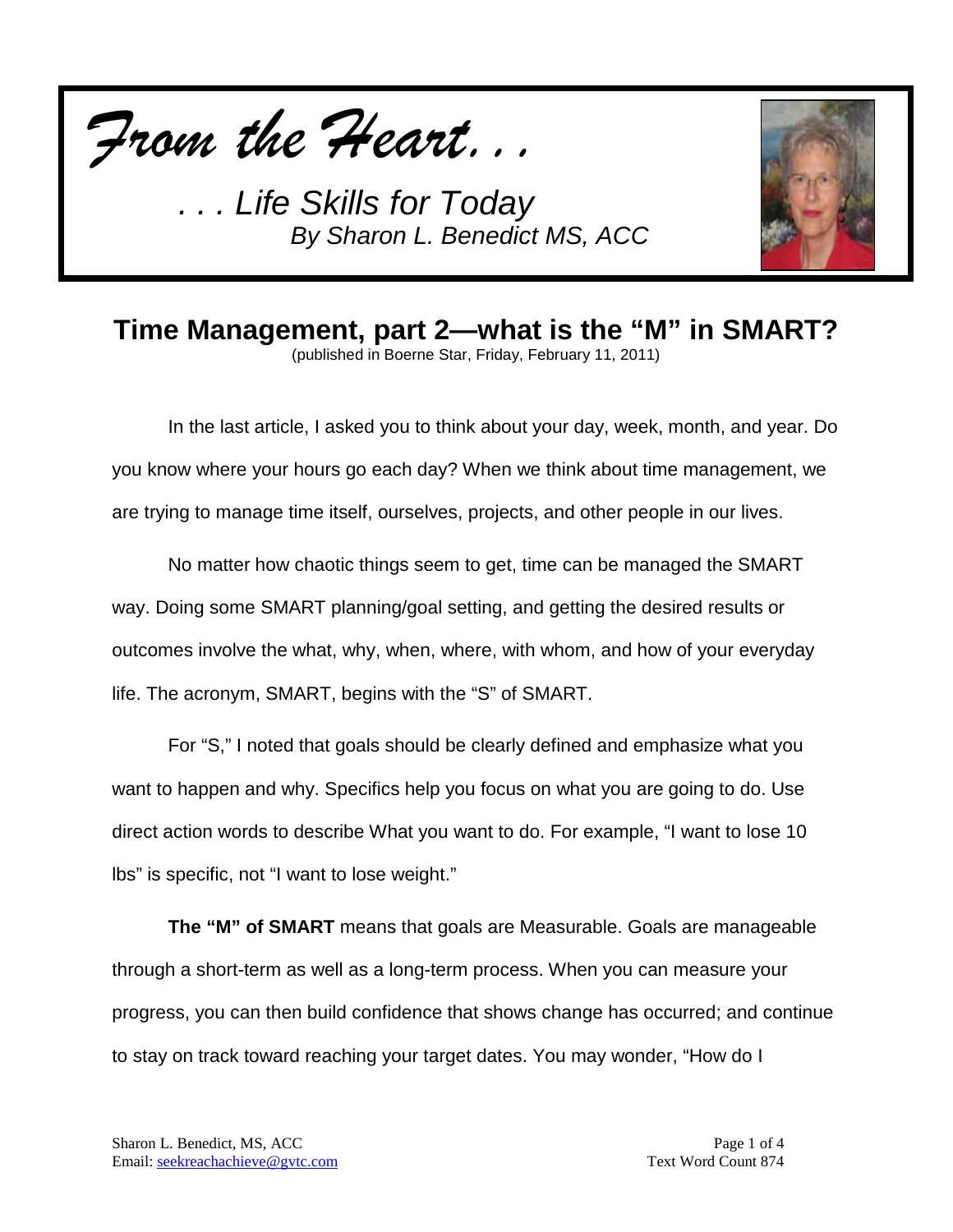*From the Heart...*

*. . . Life Skills for Today*
*By Sharon L. Benedict MS, ACC*

## Time Management, part 2—what is the "M" in SMART?

(published in Boerne Star, Friday, February 11, 2011)

In the last article, I asked you to think about your day, week, month, and year. Do you know where your hours go each day? When we think about time management, we are trying to manage time itself, ourselves, projects, and other people in our lives.

No matter how chaotic things seem to get, time can be managed the SMART way. Doing some SMART planning/goal setting, and getting the desired results or outcomes involve the what, why, when, where, with whom, and how of your everyday life. The acronym, SMART, begins with the "S" of SMART.

For "S," I noted that goals should be clearly defined and emphasize what you want to happen and why. Specifics help you focus on what you are going to do. Use direct action words to describe What you want to do. For example, "I want to lose 10 lbs" is specific, not "I want to lose weight."

**The "M" of SMART** means that goals are Measurable. Goals are manageable through a short-term as well as a long-term process. When you can measure your progress, you can then build confidence that shows change has occurred; and continue to stay on track toward reaching your target dates. You may wonder, "How do I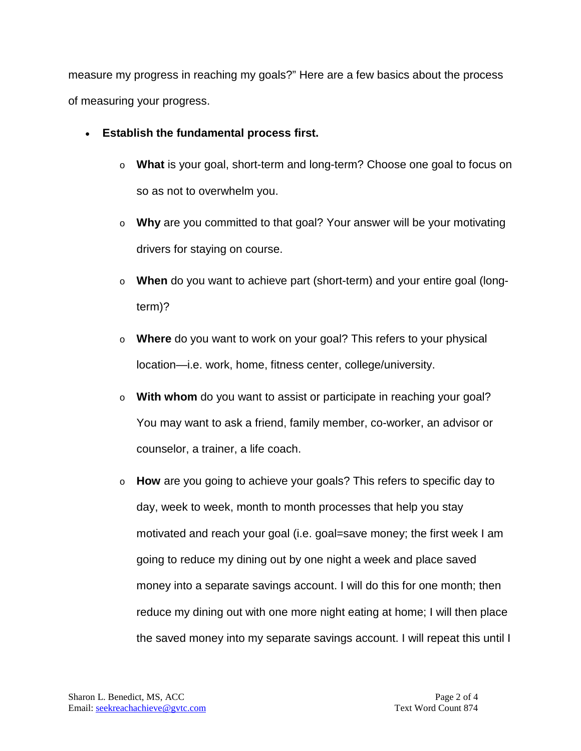measure my progress in reaching my goals?" Here are a few basics about the process of measuring your progress.

- **Establish the fundamental process first.**
    - **What** is your goal, short-term and long-term? Choose one goal to focus on so as not to overwhelm you.
    - **Why** are you committed to that goal? Your answer will be your motivating drivers for staying on course.
    - **When** do you want to achieve part (short-term) and your entire goal (long-term)?
    - **Where** do you want to work on your goal? This refers to your physical location—i.e. work, home, fitness center, college/university.
    - **With whom** do you want to assist or participate in reaching your goal? You may want to ask a friend, family member, co-worker, an advisor or counselor, a trainer, a life coach.
    - **How** are you going to achieve your goals? This refers to specific day to day, week to week, month to month processes that help you stay motivated and reach your goal (i.e. goal=save money; the first week I am going to reduce my dining out by one night a week and place saved money into a separate savings account. I will do this for one month; then reduce my dining out with one more night eating at home; I will then place the saved money into my separate savings account. I will repeat this until I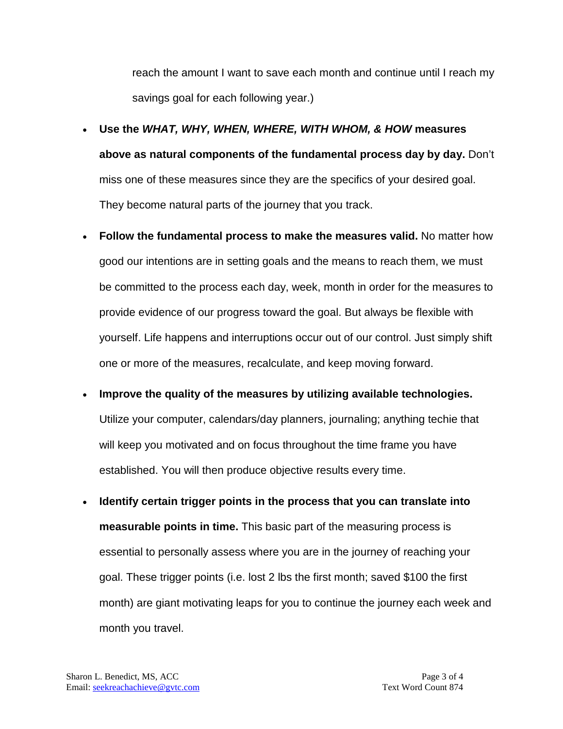reach the amount I want to save each month and continue until I reach my savings goal for each following year.)

- **Use the *WHAT, WHY, WHEN, WHERE, WITH WHOM, & HOW* measures above as natural components of the fundamental process day by day.** Don't miss one of these measures since they are the specifics of your desired goal. They become natural parts of the journey that you track.
- **Follow the fundamental process to make the measures valid.** No matter how good our intentions are in setting goals and the means to reach them, we must be committed to the process each day, week, month in order for the measures to provide evidence of our progress toward the goal. But always be flexible with yourself. Life happens and interruptions occur out of our control. Just simply shift one or more of the measures, recalculate, and keep moving forward.
- **Improve the quality of the measures by utilizing available technologies.** Utilize your computer, calendars/day planners, journaling; anything techie that will keep you motivated and on focus throughout the time frame you have established. You will then produce objective results every time.
- **Identify certain trigger points in the process that you can translate into measurable points in time.** This basic part of the measuring process is essential to personally assess where you are in the journey of reaching your goal. These trigger points (i.e. lost 2 lbs the first month; saved $100 the first month) are giant motivating leaps for you to continue the journey each week and month you travel.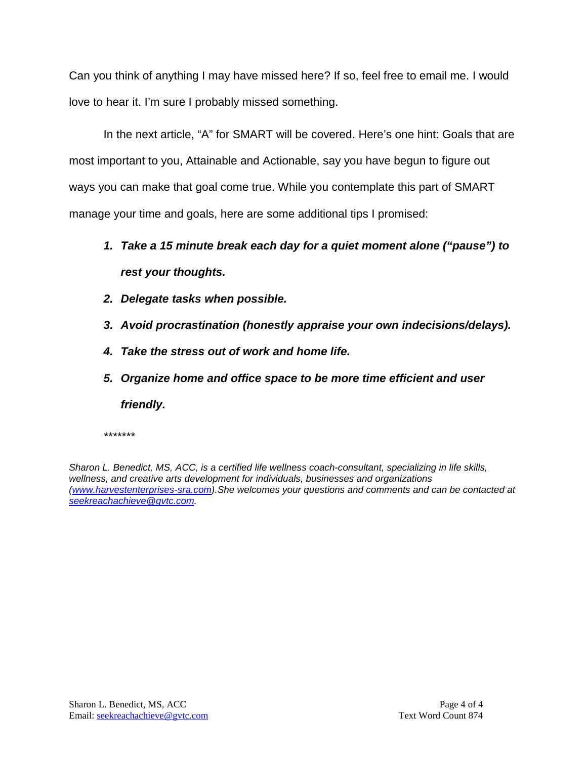Can you think of anything I may have missed here? If so, feel free to email me. I would love to hear it. I'm sure I probably missed something.

In the next article, "A" for SMART will be covered. Here's one hint: Goals that are most important to you, Attainable and Actionable, say you have begun to figure out ways you can make that goal come true. While you contemplate this part of SMART manage your time and goals, here are some additional tips I promised:

1. ***Take a 15 minute break each day for a quiet moment alone ("pause") to rest your thoughts.***
2. ***Delegate tasks when possible.***
3. ***Avoid procrastination (honestly appraise your own indecisions/delays).***
4. ***Take the stress out of work and home life.***
5. ***Organize home and office space to be more time efficient and user friendly.***

*******

*Sharon L. Benedict, MS, ACC, is a certified life wellness coach-consultant, specializing in life skills, wellness, and creative arts development for individuals, businesses and organizations ([www.harvestenterprises-sra.com](http://www.harvestenterprises-sra.com)).She welcomes your questions and comments and can be contacted at [seekreachachieve@gvtc.com](mailto:seekreachachieve@gvtc.com).*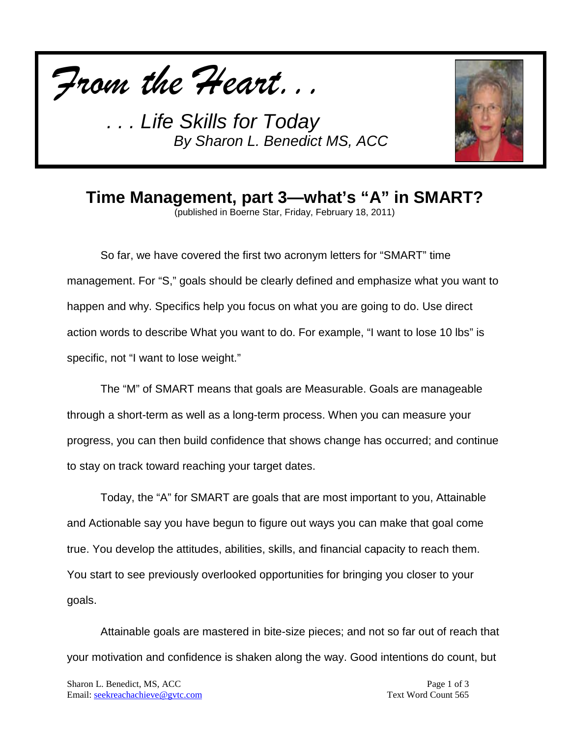*From the Heart. . .*

*. . . Life Skills for Today*
*By Sharon L. Benedict MS, ACC*

## Time Management, part 3—what's "A" in SMART?

(published in Boerne Star, Friday, February 18, 2011)

So far, we have covered the first two acronym letters for "SMART" time management. For "S," goals should be clearly defined and emphasize what you want to happen and why. Specifics help you focus on what you are going to do. Use direct action words to describe What you want to do. For example, "I want to lose 10 lbs" is specific, not "I want to lose weight."

The "M" of SMART means that goals are Measurable. Goals are manageable through a short-term as well as a long-term process. When you can measure your progress, you can then build confidence that shows change has occurred; and continue to stay on track toward reaching your target dates.

Today, the "A" for SMART are goals that are most important to you, Attainable and Actionable say you have begun to figure out ways you can make that goal come true. You develop the attitudes, abilities, skills, and financial capacity to reach them. You start to see previously overlooked opportunities for bringing you closer to your goals.

Attainable goals are mastered in bite-size pieces; and not so far out of reach that your motivation and confidence is shaken along the way. Good intentions do count, but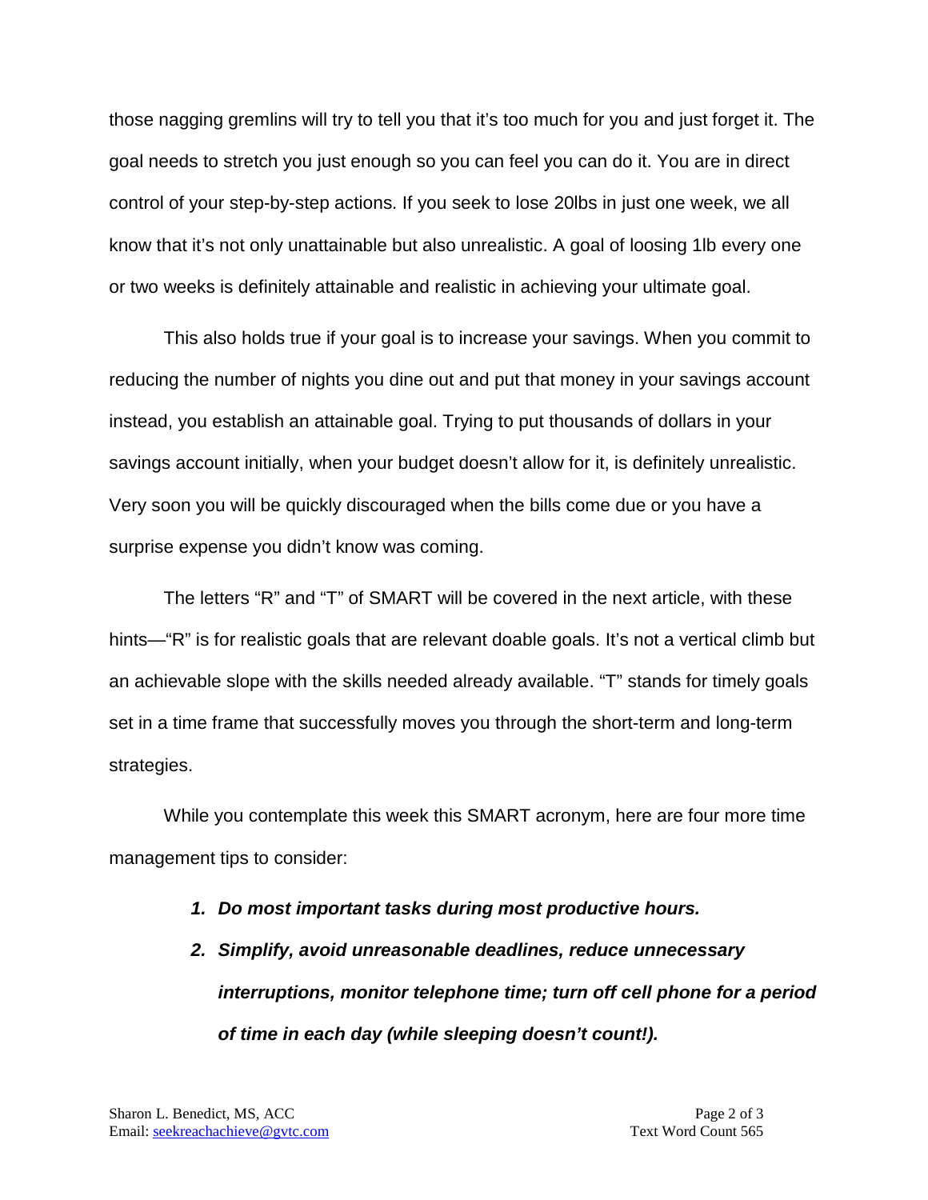those nagging gremlins will try to tell you that it's too much for you and just forget it. The goal needs to stretch you just enough so you can feel you can do it. You are in direct control of your step-by-step actions. If you seek to lose 20lbs in just one week, we all know that it's not only unattainable but also unrealistic. A goal of loosing 1lb every one or two weeks is definitely attainable and realistic in achieving your ultimate goal.

This also holds true if your goal is to increase your savings. When you commit to reducing the number of nights you dine out and put that money in your savings account instead, you establish an attainable goal. Trying to put thousands of dollars in your savings account initially, when your budget doesn't allow for it, is definitely unrealistic. Very soon you will be quickly discouraged when the bills come due or you have a surprise expense you didn't know was coming.

The letters "R" and "T" of SMART will be covered in the next article, with these hints—"R" is for realistic goals that are relevant doable goals. It's not a vertical climb but an achievable slope with the skills needed already available. "T" stands for timely goals set in a time frame that successfully moves you through the short-term and long-term strategies.

While you contemplate this week this SMART acronym, here are four more time management tips to consider:

1. ***Do most important tasks during most productive hours.***
2. ***Simplify, avoid unreasonable deadlines, reduce unnecessary interruptions, monitor telephone time; turn off cell phone for a period of time in each day (while sleeping doesn't count!).***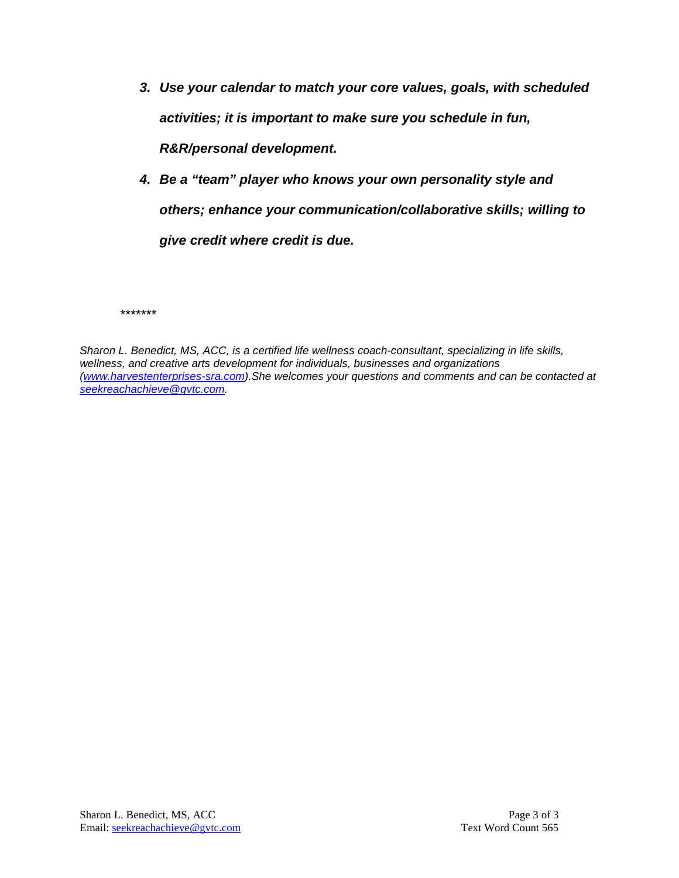3. ***Use your calendar to match your core values, goals, with scheduled activities; it is important to make sure you schedule in fun, R&R/personal development.***
4. ***Be a "team" player who knows your own personality style and others; enhance your communication/collaborative skills; willing to give credit where credit is due.***

*\*\*\*\*\*\*\**

*Sharon L. Benedict, MS, ACC, is a certified life wellness coach-consultant, specializing in life skills, wellness, and creative arts development for individuals, businesses and organizations ([www.harvestenterprises-sra.com](http://www.harvestenterprises-sra.com)).She welcomes your questions and comments and can be contacted at [seekreachachieve@gvtc.com](mailto:seekreachachieve@gvtc.com).*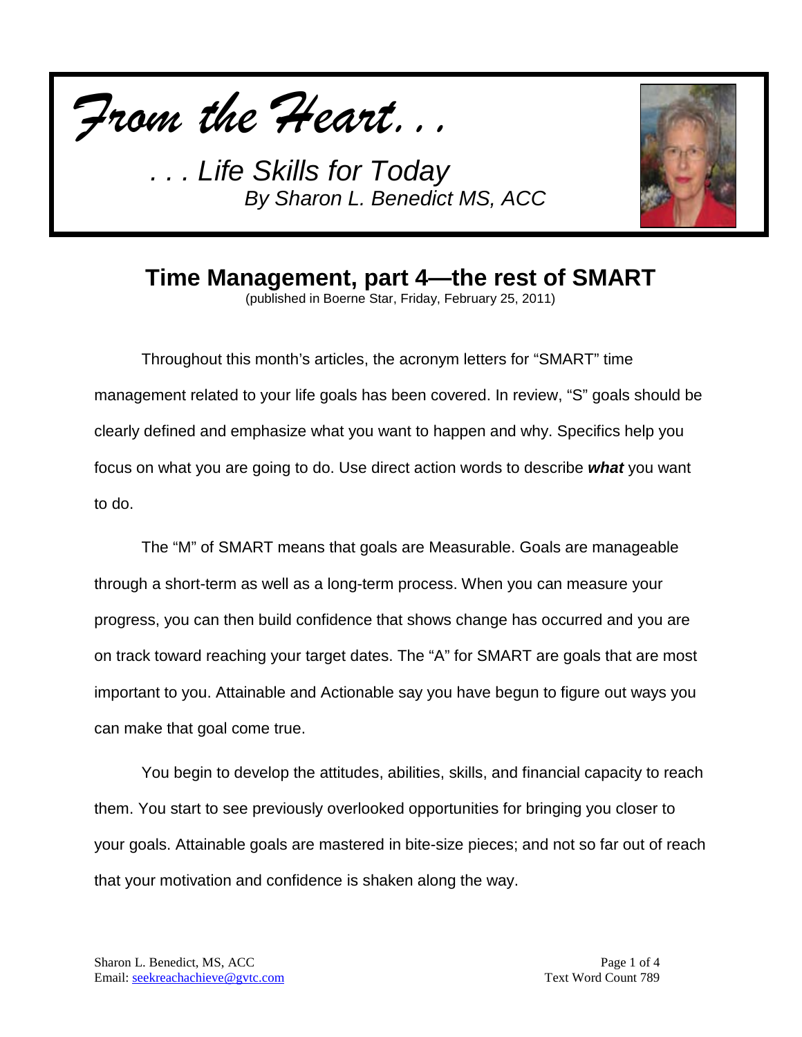*From the Heart. . .*

*. . . Life Skills for Today*
*By Sharon L. Benedict MS, ACC*

# Time Management, part 4—the rest of SMART

(published in Boerne Star, Friday, February 25, 2011)

Throughout this month's articles, the acronym letters for "SMART" time management related to your life goals has been covered. In review, "S" goals should be clearly defined and emphasize what you want to happen and why. Specifics help you focus on what you are going to do. Use direct action words to describe ***what*** you want to do.

The "M" of SMART means that goals are Measurable. Goals are manageable through a short-term as well as a long-term process. When you can measure your progress, you can then build confidence that shows change has occurred and you are on track toward reaching your target dates. The "A" for SMART are goals that are most important to you. Attainable and Actionable say you have begun to figure out ways you can make that goal come true.

You begin to develop the attitudes, abilities, skills, and financial capacity to reach them. You start to see previously overlooked opportunities for bringing you closer to your goals. Attainable goals are mastered in bite-size pieces; and not so far out of reach that your motivation and confidence is shaken along the way.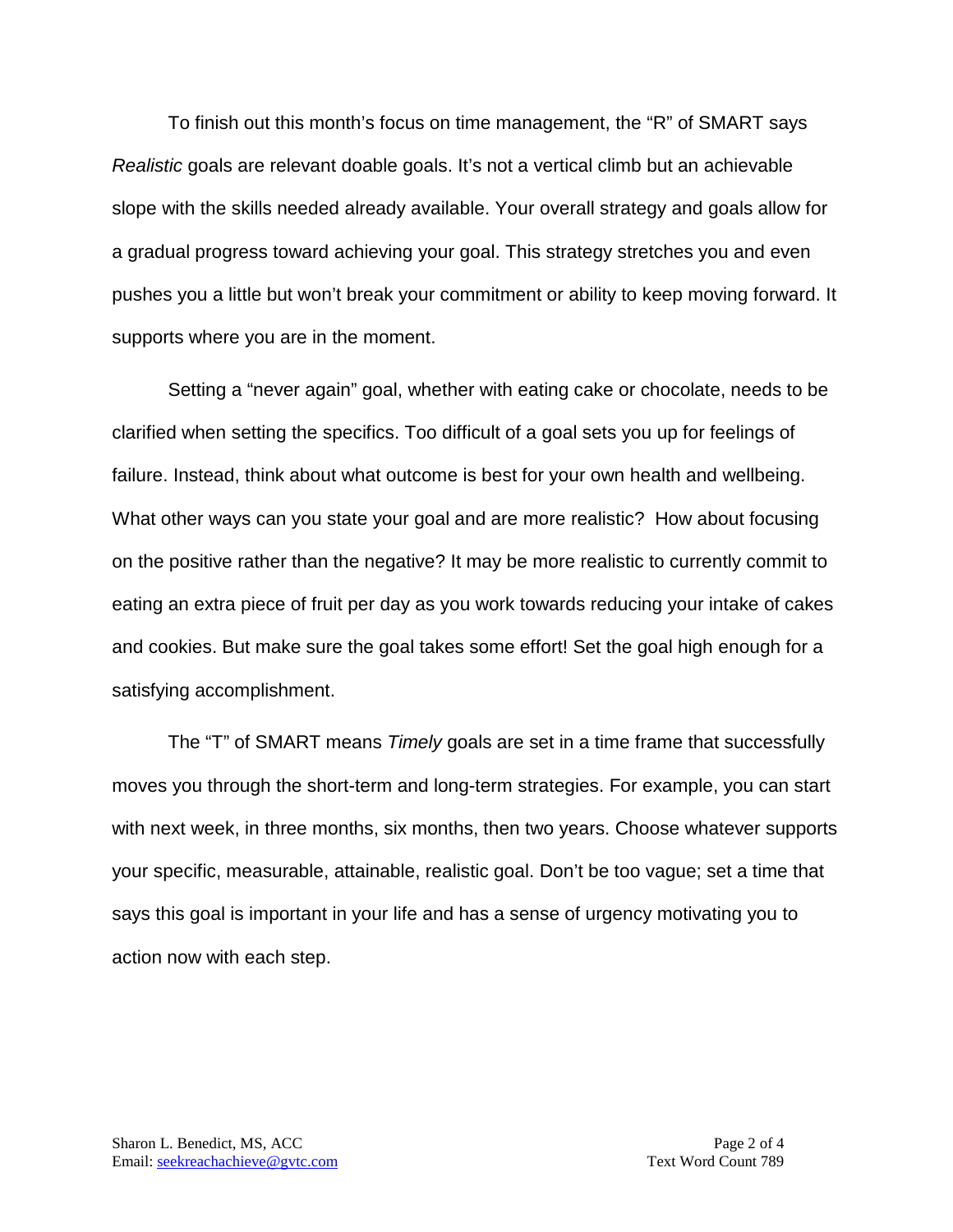To finish out this month's focus on time management, the "R" of SMART says *Realistic* goals are relevant doable goals. It's not a vertical climb but an achievable slope with the skills needed already available. Your overall strategy and goals allow for a gradual progress toward achieving your goal. This strategy stretches you and even pushes you a little but won't break your commitment or ability to keep moving forward. It supports where you are in the moment.

Setting a "never again" goal, whether with eating cake or chocolate, needs to be clarified when setting the specifics. Too difficult of a goal sets you up for feelings of failure. Instead, think about what outcome is best for your own health and wellbeing. What other ways can you state your goal and are more realistic? How about focusing on the positive rather than the negative? It may be more realistic to currently commit to eating an extra piece of fruit per day as you work towards reducing your intake of cakes and cookies. But make sure the goal takes some effort! Set the goal high enough for a satisfying accomplishment.

The "T" of SMART means *Timely* goals are set in a time frame that successfully moves you through the short-term and long-term strategies. For example, you can start with next week, in three months, six months, then two years. Choose whatever supports your specific, measurable, attainable, realistic goal. Don't be too vague; set a time that says this goal is important in your life and has a sense of urgency motivating you to action now with each step.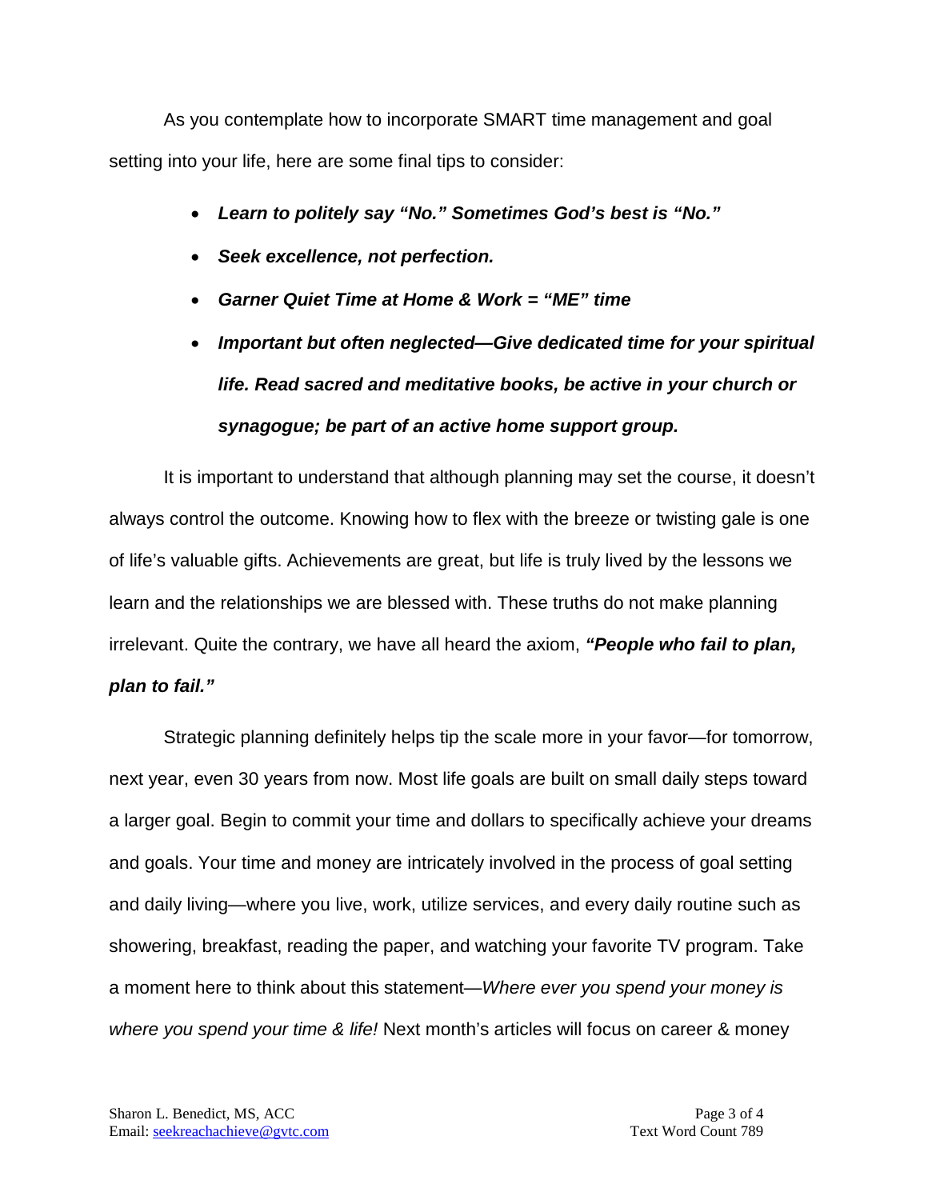As you contemplate how to incorporate SMART time management and goal setting into your life, here are some final tips to consider:

- ***Learn to politely say "No." Sometimes God's best is "No."***
- ***Seek excellence, not perfection.***
- ***Garner Quiet Time at Home & Work = "ME" time***
- ***Important but often neglected—Give dedicated time for your spiritual life. Read sacred and meditative books, be active in your church or synagogue; be part of an active home support group.***

It is important to understand that although planning may set the course, it doesn't always control the outcome. Knowing how to flex with the breeze or twisting gale is one of life's valuable gifts. Achievements are great, but life is truly lived by the lessons we learn and the relationships we are blessed with. These truths do not make planning irrelevant. Quite the contrary, we have all heard the axiom, ***"People who fail to plan, plan to fail."***

Strategic planning definitely helps tip the scale more in your favor—for tomorrow, next year, even 30 years from now. Most life goals are built on small daily steps toward a larger goal. Begin to commit your time and dollars to specifically achieve your dreams and goals. Your time and money are intricately involved in the process of goal setting and daily living—where you live, work, utilize services, and every daily routine such as showering, breakfast, reading the paper, and watching your favorite TV program. Take a moment here to think about this statement—*Where ever you spend your money is where you spend your time & life!* Next month's articles will focus on career & money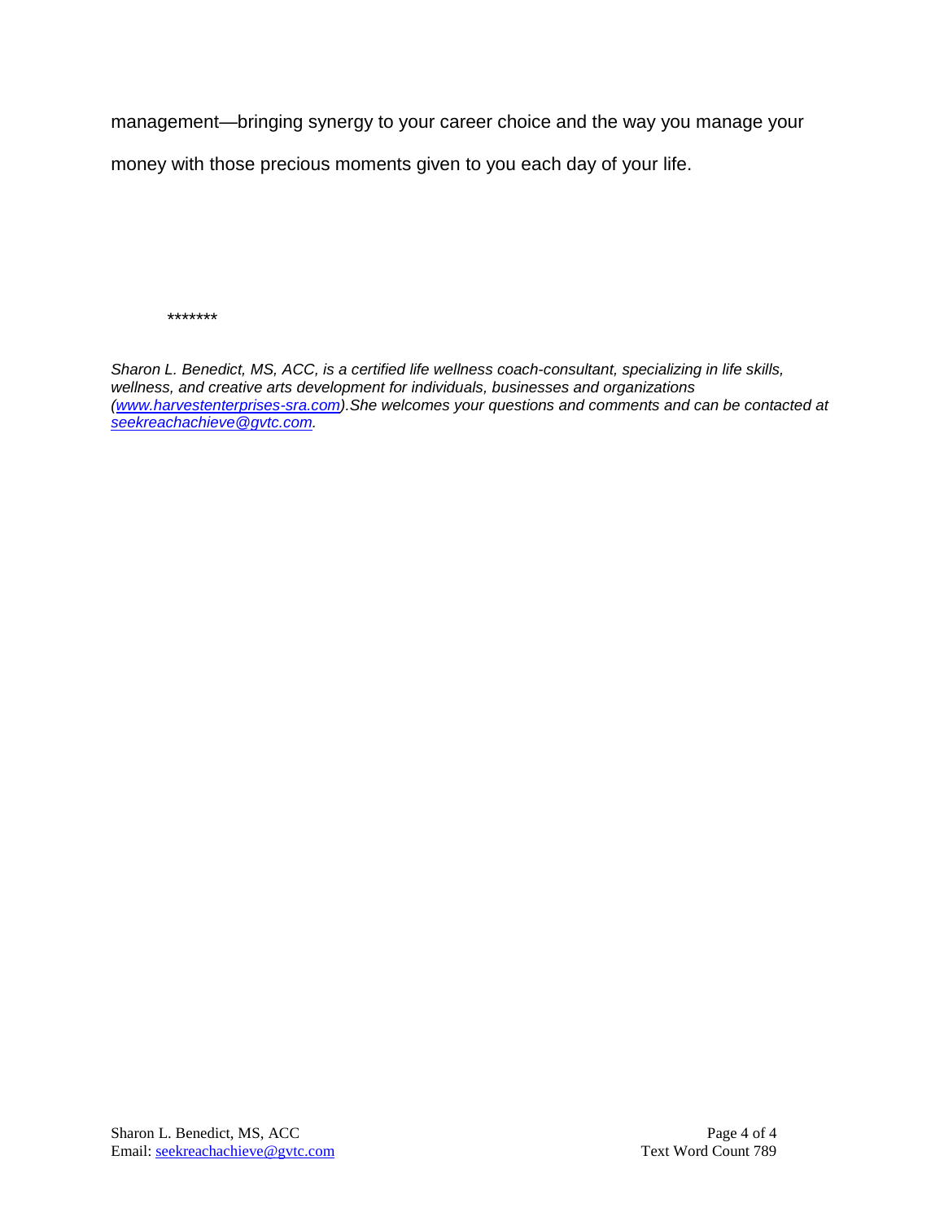management—bringing synergy to your career choice and the way you manage your money with those precious moments given to you each day of your life.

*******

*Sharon L. Benedict, MS, ACC, is a certified life wellness coach-consultant, specializing in life skills, wellness, and creative arts development for individuals, businesses and organizations (www.harvestenterprises-sra.com).She welcomes your questions and comments and can be contacted at seekreachachieve@gvtc.com.*